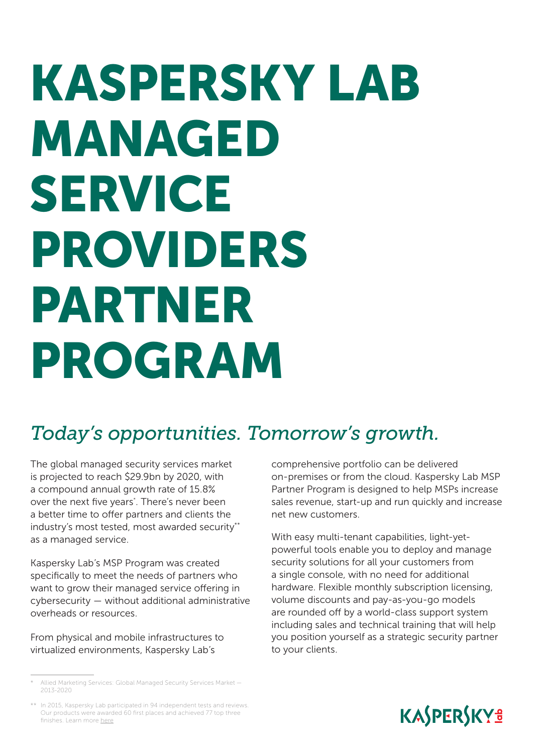# KASPERSKY LAB MANAGED SERVICE PROVIDERS PARTNER PROGRAM

## *Today's opportunities. Tomorrow's growth.*

The global managed security services market is projected to reach $29.9bn by 2020, with a compound annual growth rate of 15.8% over the next five years*. There's never been a better time to offer partners and clients the industry's most tested, most awarded security** as a managed service.

Kaspersky Lab's MSP Program was created specifically to meet the needs of partners who want to grow their managed service offering in cybersecurity — without additional administrative overheads or resources.

From physical and mobile infrastructures to virtualized environments, Kaspersky Lab's comprehensive portfolio can be delivered on-premises or from the cloud. Kaspersky Lab MSP Partner Program is designed to help MSPs increase sales revenue, start-up and run quickly and increase net new customers.

With easy multi-tenant capabilities, light-yet-powerful tools enable you to deploy and manage security solutions for all your customers from a single console, with no need for additional hardware. Flexible monthly subscription licensing, volume discounts and pay-as-you-go models are rounded off by a world-class support system including sales and technical training that will help you position yourself as a strategic security partner to your clients.

---

\* Allied Marketing Services: Global Managed Security Services Market — 2013-2020

\** In 2015, Kaspersky Lab participated in 94 independent tests and reviews. Our products were awarded 60 first places and achieved 77 top three finishes. Learn more here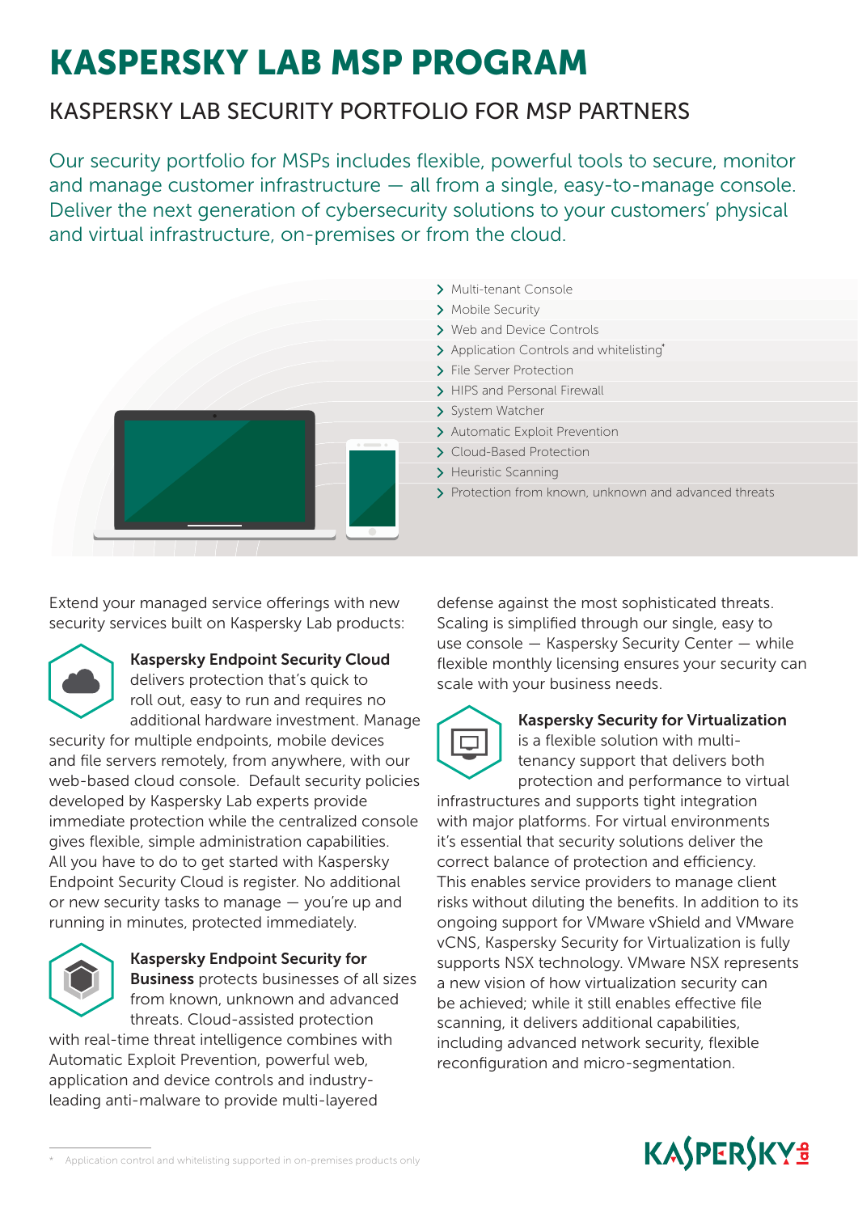# KASPERSKY LAB MSP PROGRAM

## KASPERSKY LAB SECURITY PORTFOLIO FOR MSP PARTNERS

Our security portfolio for MSPs includes flexible, powerful tools to secure, monitor and manage customer infrastructure — all from a single, easy-to-manage console. Deliver the next generation of cybersecurity solutions to your customers' physical and virtual infrastructure, on-premises or from the cloud.

- Multi-tenant Console
- Mobile Security
- Web and Device Controls
- Application Controls and whitelisting*
- File Server Protection
- HIPS and Personal Firewall
- System Watcher
- Automatic Exploit Prevention
- Cloud-Based Protection
- Heuristic Scanning
- Protection from known, unknown and advanced threats

Extend your managed service offerings with new security services built on Kaspersky Lab products:

**Kaspersky Endpoint Security Cloud** delivers protection that's quick to roll out, easy to run and requires no additional hardware investment. Manage security for multiple endpoints, mobile devices and file servers remotely, from anywhere, with our web-based cloud console. Default security policies developed by Kaspersky Lab experts provide immediate protection while the centralized console gives flexible, simple administration capabilities. All you have to do to get started with Kaspersky Endpoint Security Cloud is register. No additional or new security tasks to manage — you're up and running in minutes, protected immediately.

**Kaspersky Endpoint Security for Business** protects businesses of all sizes from known, unknown and advanced threats. Cloud-assisted protection with real-time threat intelligence combines with Automatic Exploit Prevention, powerful web, application and device controls and industry-leading anti-malware to provide multi-layered defense against the most sophisticated threats. Scaling is simplified through our single, easy to use console — Kaspersky Security Center — while flexible monthly licensing ensures your security can scale with your business needs.

**Kaspersky Security for Virtualization** is a flexible solution with multi-tenancy support that delivers both protection and performance to virtual infrastructures and supports tight integration with major platforms. For virtual environments it's essential that security solutions deliver the correct balance of protection and efficiency. This enables service providers to manage client risks without diluting the benefits. In addition to its ongoing support for VMware vShield and VMware vCNS, Kaspersky Security for Virtualization is fully supports NSX technology. VMware NSX represents a new vision of how virtualization security can be achieved; while it still enables effective file scanning, it delivers additional capabilities, including advanced network security, flexible reconfiguration and micro-segmentation.

\* Application control and whitelisting supported in on-premises products only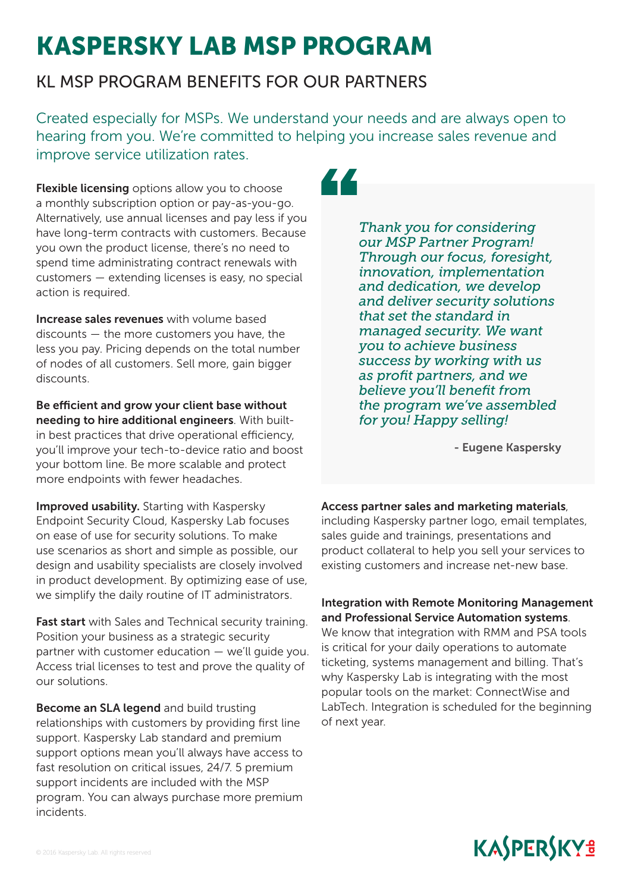# KASPERSKY LAB MSP PROGRAM

## KL MSP PROGRAM BENEFITS FOR OUR PARTNERS

Created especially for MSPs. We understand your needs and are always open to hearing from you. We're committed to helping you increase sales revenue and improve service utilization rates.

**Flexible licensing** options allow you to choose a monthly subscription option or pay-as-you-go. Alternatively, use annual licenses and pay less if you have long-term contracts with customers. Because you own the product license, there's no need to spend time administrating contract renewals with customers — extending licenses is easy, no special action is required.

**Increase sales revenues** with volume based discounts — the more customers you have, the less you pay. Pricing depends on the total number of nodes of all customers. Sell more, gain bigger discounts.

**Be efficient and grow your client base without needing to hire additional engineers**. With built-in best practices that drive operational efficiency, you'll improve your tech-to-device ratio and boost your bottom line. Be more scalable and protect more endpoints with fewer headaches.

**Improved usability.** Starting with Kaspersky Endpoint Security Cloud, Kaspersky Lab focuses on ease of use for security solutions. To make use scenarios as short and simple as possible, our design and usability specialists are closely involved in product development. By optimizing ease of use, we simplify the daily routine of IT administrators.

**Fast start** with Sales and Technical security training. Position your business as a strategic security partner with customer education — we'll guide you. Access trial licenses to test and prove the quality of our solutions.

**Become an SLA legend** and build trusting relationships with customers by providing first line support. Kaspersky Lab standard and premium support options mean you'll always have access to fast resolution on critical issues, 24/7. 5 premium support incidents are included with the MSP program. You can always purchase more premium incidents.

> *Thank you for considering our MSP Partner Program! Through our focus, foresight, innovation, implementation and dedication, we develop and deliver security solutions that set the standard in managed security. We want you to achieve business success by working with us as profit partners, and we believe you'll benefit from the program we've assembled for you! Happy selling!*
>
> **- Eugene Kaspersky**

**Access partner sales and marketing materials**, including Kaspersky partner logo, email templates, sales guide and trainings, presentations and product collateral to help you sell your services to existing customers and increase net-new base.

**Integration with Remote Monitoring Management and Professional Service Automation systems**. We know that integration with RMM and PSA tools is critical for your daily operations to automate ticketing, systems management and billing. That's why Kaspersky Lab is integrating with the most popular tools on the market: ConnectWise and LabTech. Integration is scheduled for the beginning of next year.

© 2016 Kaspersky Lab. All rights reserved.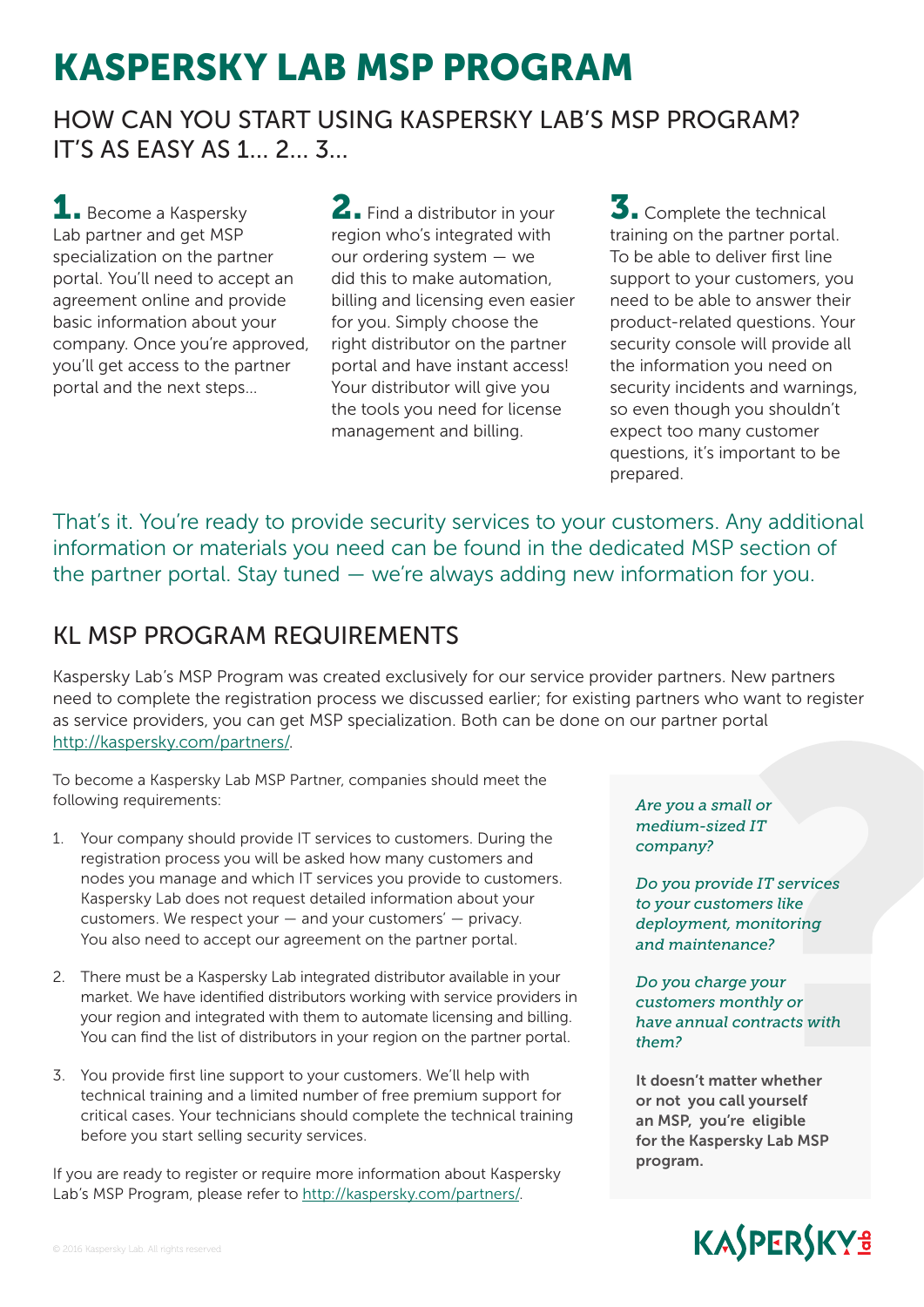# KASPERSKY LAB MSP PROGRAM

## HOW CAN YOU START USING KASPERSKY LAB'S MSP PROGRAM? IT'S AS EASY AS 1... 2... 3...

**1.** Become a Kaspersky Lab partner and get MSP specialization on the partner portal. You'll need to accept an agreement online and provide basic information about your company. Once you're approved, you'll get access to the partner portal and the next steps...

**2.** Find a distributor in your region who's integrated with our ordering system — we did this to make automation, billing and licensing even easier for you. Simply choose the right distributor on the partner portal and have instant access! Your distributor will give you the tools you need for license management and billing.

**3.** Complete the technical training on the partner portal. To be able to deliver first line support to your customers, you need to be able to answer their product-related questions. Your security console will provide all the information you need on security incidents and warnings, so even though you shouldn't expect too many customer questions, it's important to be prepared.

That's it. You're ready to provide security services to your customers. Any additional information or materials you need can be found in the dedicated MSP section of the partner portal. Stay tuned — we're always adding new information for you.

## KL MSP PROGRAM REQUIREMENTS

Kaspersky Lab's MSP Program was created exclusively for our service provider partners. New partners need to complete the registration process we discussed earlier; for existing partners who want to register as service providers, you can get MSP specialization. Both can be done on our partner portal http://kaspersky.com/partners/.

To become a Kaspersky Lab MSP Partner, companies should meet the following requirements:

1. Your company should provide IT services to customers. During the registration process you will be asked how many customers and nodes you manage and which IT services you provide to customers. Kaspersky Lab does not request detailed information about your customers. We respect your — and your customers' — privacy. You also need to accept our agreement on the partner portal.
2. There must be a Kaspersky Lab integrated distributor available in your market. We have identified distributors working with service providers in your region and integrated with them to automate licensing and billing. You can find the list of distributors in your region on the partner portal.
3. You provide first line support to your customers. We'll help with technical training and a limited number of free premium support for critical cases. Your technicians should complete the technical training before you start selling security services.

If you are ready to register or require more information about Kaspersky Lab's MSP Program, please refer to http://kaspersky.com/partners/.

*Are you a small or medium-sized IT company?*

*Do you provide IT services to your customers like deployment, monitoring and maintenance?*

*Do you charge your customers monthly or have annual contracts with them?*

**It doesn't matter whether or not you call yourself an MSP, you're eligible for the Kaspersky Lab MSP program.**

© 2016 Kaspersky Lab. All rights reserved